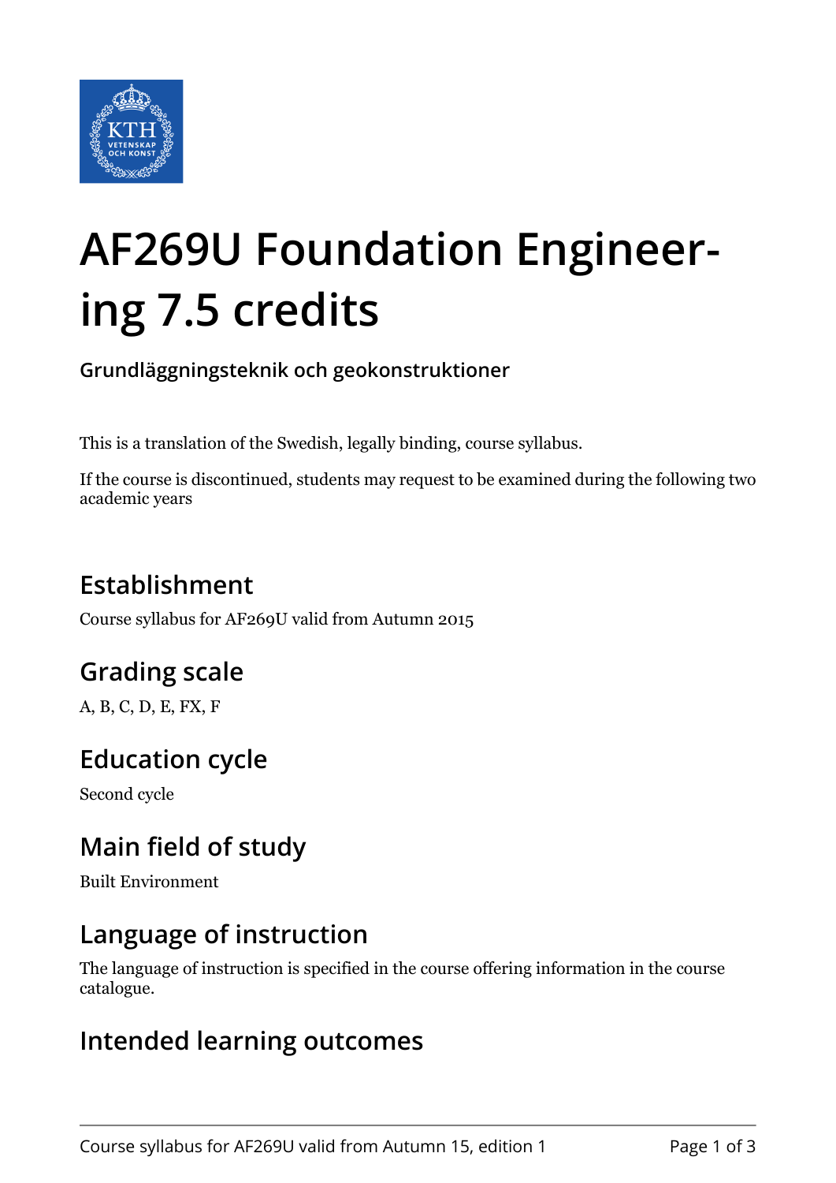# AF269U Foundation Engineering 7.5 credits

**Grundläggningsteknik och geokonstruktioner**

This is a translation of the Swedish, legally binding, course syllabus.

If the course is discontinued, students may request to be examined during the following two academic years

## Establishment

Course syllabus for AF269U valid from Autumn 2015

## Grading scale

A, B, C, D, E, FX, F

## Education cycle

Second cycle

## Main field of study

Built Environment

## Language of instruction

The language of instruction is specified in the course offering information in the course catalogue.

## Intended learning outcomes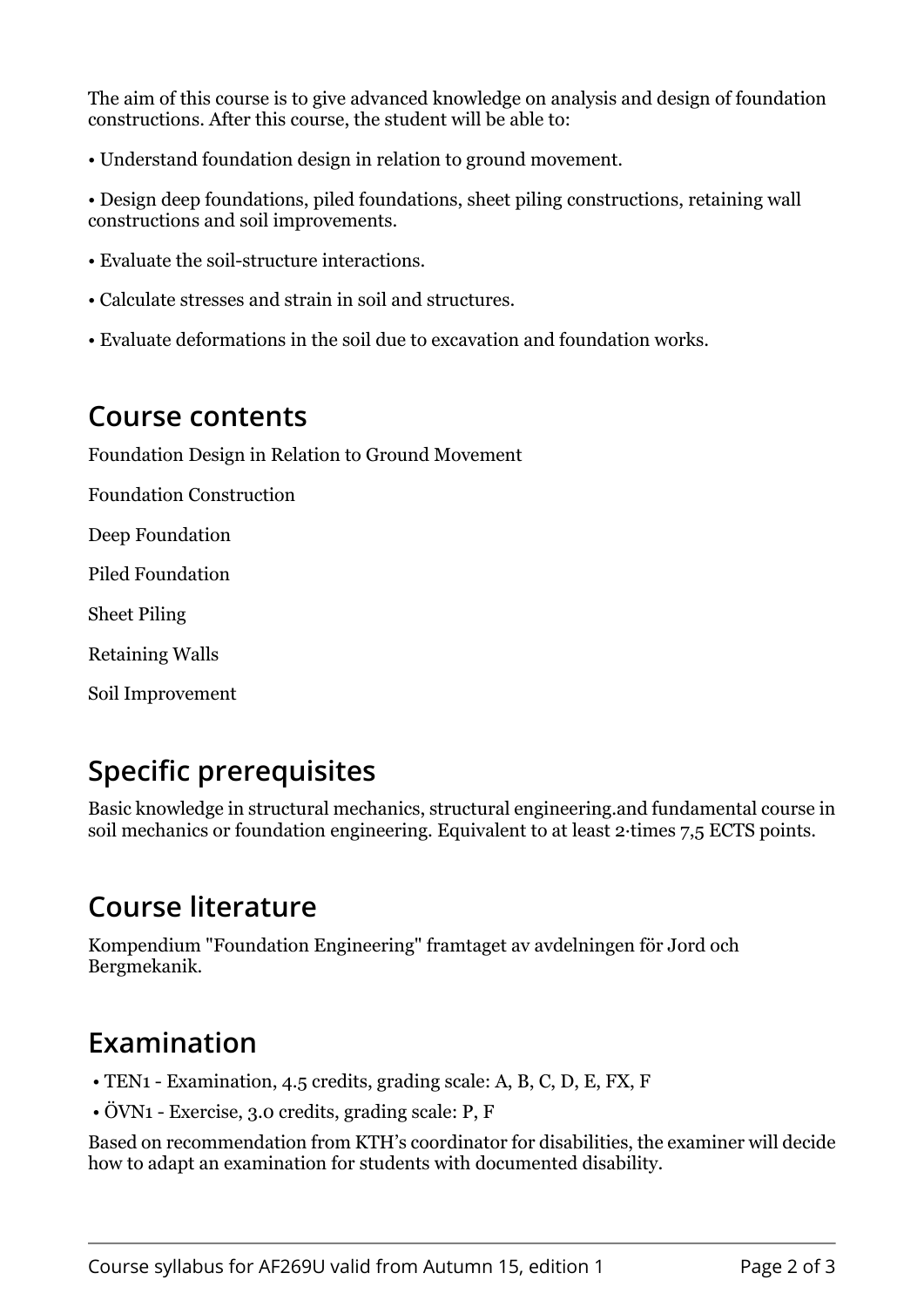The aim of this course is to give advanced knowledge on analysis and design of foundation constructions. After this course, the student will be able to:

• Understand foundation design in relation to ground movement.

• Design deep foundations, piled foundations, sheet piling constructions, retaining wall constructions and soil improvements.

• Evaluate the soil-structure interactions.

• Calculate stresses and strain in soil and structures.

• Evaluate deformations in the soil due to excavation and foundation works.

## Course contents

Foundation Design in Relation to Ground Movement

Foundation Construction

Deep Foundation

Piled Foundation

Sheet Piling

Retaining Walls

Soil Improvement

## Specific prerequisites

Basic knowledge in structural mechanics, structural engineering.and fundamental course in soil mechanics or foundation engineering. Equivalent to at least 2·times 7,5 ECTS points.

## Course literature

Kompendium "Foundation Engineering" framtaget av avdelningen för Jord och Bergmekanik.

## Examination

- TEN1 - Examination, 4.5 credits, grading scale: A, B, C, D, E, FX, F
- ÖVN1 - Exercise, 3.0 credits, grading scale: P, F

Based on recommendation from KTH's coordinator for disabilities, the examiner will decide how to adapt an examination for students with documented disability.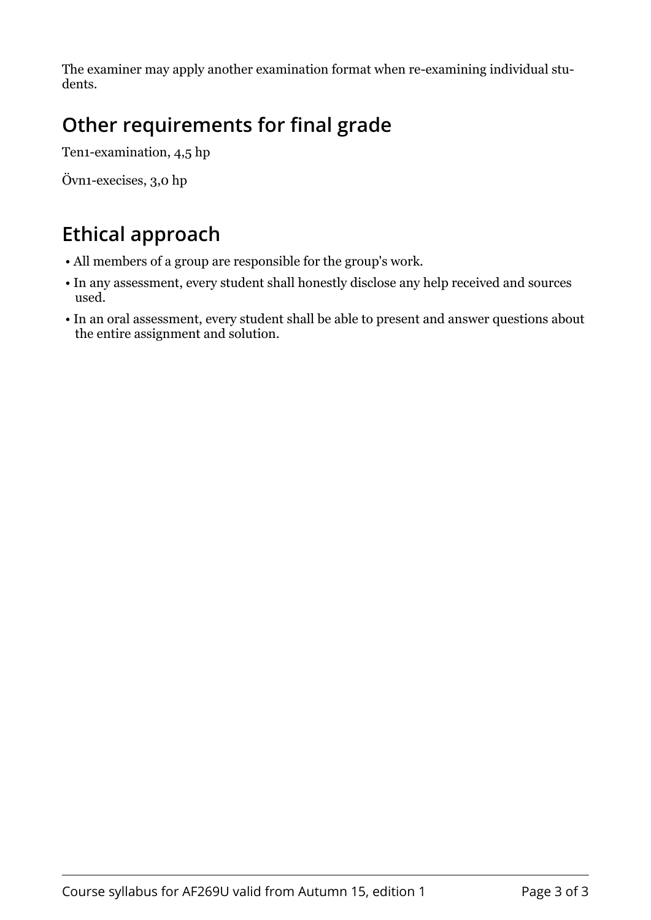The examiner may apply another examination format when re-examining individual students.

## Other requirements for final grade

Ten1-examination, 4,5 hp

Övn1-execises, 3,0 hp

## Ethical approach

- All members of a group are responsible for the group's work.
- In any assessment, every student shall honestly disclose any help received and sources used.
- In an oral assessment, every student shall be able to present and answer questions about the entire assignment and solution.